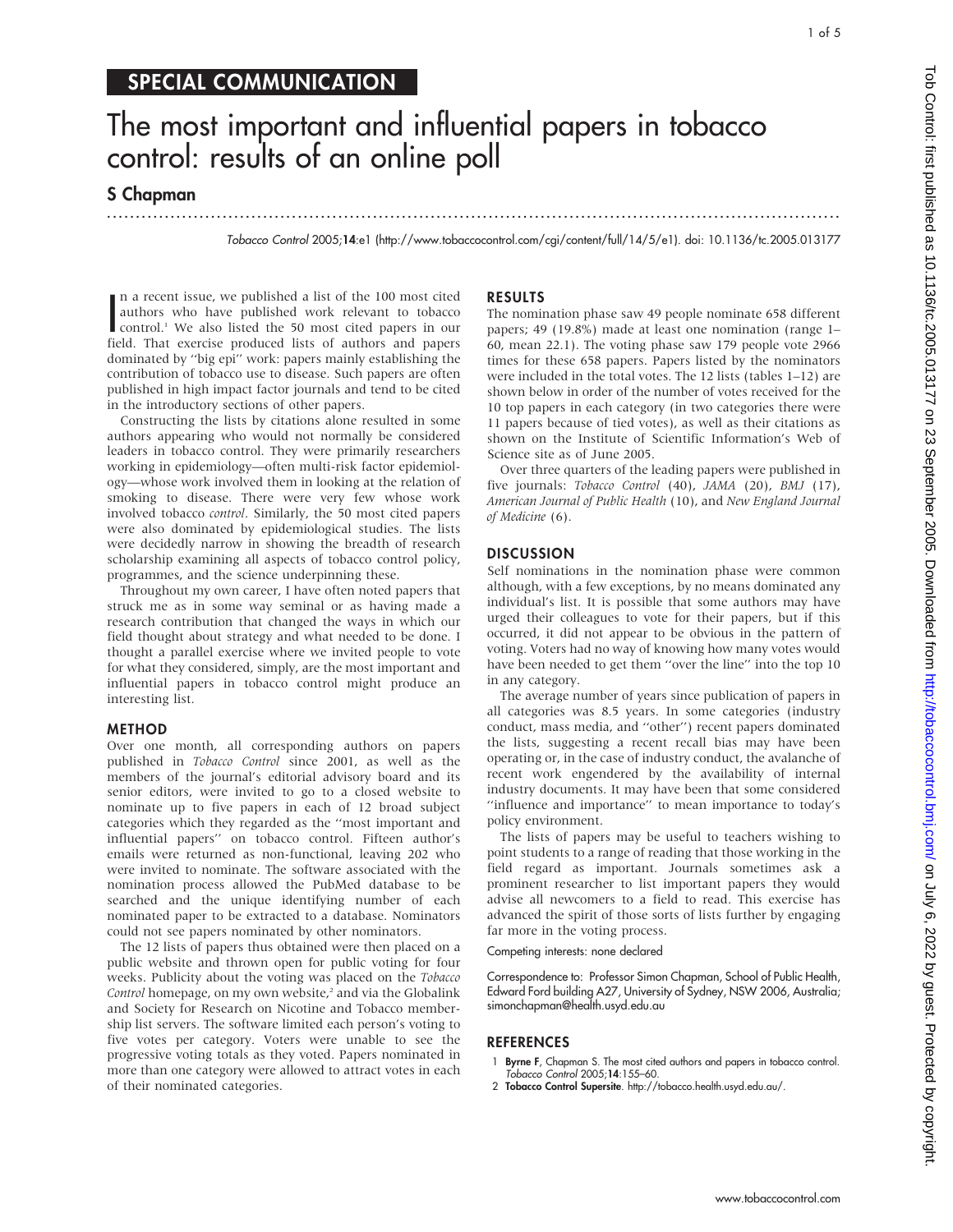SPECIAL COMMUNICATION

# The most important and influential papers in tobacco control: results of an online poll

**S Chapman**

*Tobacco Control* 2005;**14**:e1 (http://www.tobaccocontrol.com/cgi/content/full/14/5/e1). doi: 10.1136/tc.2005.013177

In a recent issue, we published a list of the 100 most cited authors who have published work relevant to tobacco control.[1] We also listed the 50 most cited papers in our field. That exercise produced lists of authors and papers dominated by ''big epi'' work: papers mainly establishing the contribution of tobacco use to disease. Such papers are often published in high impact factor journals and tend to be cited in the introductory sections of other papers.

Constructing the lists by citations alone resulted in some authors appearing who would not normally be considered leaders in tobacco control. They were primarily researchers working in epidemiology—often multi-risk factor epidemiology—whose work involved them in looking at the relation of smoking to disease. There were very few whose work involved tobacco *control*. Similarly, the 50 most cited papers were also dominated by epidemiological studies. The lists were decidedly narrow in showing the breadth of research scholarship examining all aspects of tobacco control policy, programmes, and the science underpinning these.

Throughout my own career, I have often noted papers that struck me as in some way seminal or as having made a research contribution that changed the ways in which our field thought about strategy and what needed to be done. I thought a parallel exercise where we invited people to vote for what they considered, simply, are the most important and influential papers in tobacco control might produce an interesting list.

## METHOD

Over one month, all corresponding authors on papers published in *Tobacco Control* since 2001, as well as the members of the journal's editorial advisory board and its senior editors, were invited to go to a closed website to nominate up to five papers in each of 12 broad subject categories which they regarded as the ''most important and influential papers'' on tobacco control. Fifteen author's emails were returned as non-functional, leaving 202 who were invited to nominate. The software associated with the nomination process allowed the PubMed database to be searched and the unique identifying number of each nominated paper to be extracted to a database. Nominators could not see papers nominated by other nominators.

The 12 lists of papers thus obtained were then placed on a public website and thrown open for public voting for four weeks. Publicity about the voting was placed on the *Tobacco Control* homepage, on my own website,[2] and via the Globalink and Society for Research on Nicotine and Tobacco membership list servers. The software limited each person's voting to five votes per category. Voters were unable to see the progressive voting totals as they voted. Papers nominated in more than one category were allowed to attract votes in each of their nominated categories.

## RESULTS

The nomination phase saw 49 people nominate 658 different papers; 49 (19.8%) made at least one nomination (range 1–60, mean 22.1). The voting phase saw 179 people vote 2966 times for these 658 papers. Papers listed by the nominators were included in the total votes. The 12 lists (tables 1–12) are shown below in order of the number of votes received for the 10 top papers in each category (in two categories there were 11 papers because of tied votes), as well as their citations as shown on the Institute of Scientific Information's Web of Science site as of June 2005.

Over three quarters of the leading papers were published in five journals: *Tobacco Control* (40), *JAMA* (20), *BMJ* (17), *American Journal of Public Health* (10), and *New England Journal of Medicine* (6).

## DISCUSSION

Self nominations in the nomination phase were common although, with a few exceptions, by no means dominated any individual's list. It is possible that some authors may have urged their colleagues to vote for their papers, but if this occurred, it did not appear to be obvious in the pattern of voting. Voters had no way of knowing how many votes would have been needed to get them ''over the line'' into the top 10 in any category.

The average number of years since publication of papers in all categories was 8.5 years. In some categories (industry conduct, mass media, and ''other'') recent papers dominated the lists, suggesting a recent recall bias may have been operating or, in the case of industry conduct, the avalanche of recent work engendered by the availability of internal industry documents. It may have been that some considered ''influence and importance'' to mean importance to today's policy environment.

The lists of papers may be useful to teachers wishing to point students to a range of reading that those working in the field regard as important. Journals sometimes ask a prominent researcher to list important papers they would advise all newcomers to a field to read. This exercise has advanced the spirit of those sorts of lists further by engaging far more in the voting process.

Competing interests: none declared

Correspondence to: Professor Simon Chapman, School of Public Health, Edward Ford building A27, University of Sydney, NSW 2006, Australia; simonchapman@health.usyd.edu.au

## REFERENCES

1. **Byrne F**, Chapman S. The most cited authors and papers in tobacco control. *Tobacco Control* 2005;**14**:155–60.
2. **Tobacco Control Supersite**. http://tobacco.health.usyd.edu.au/.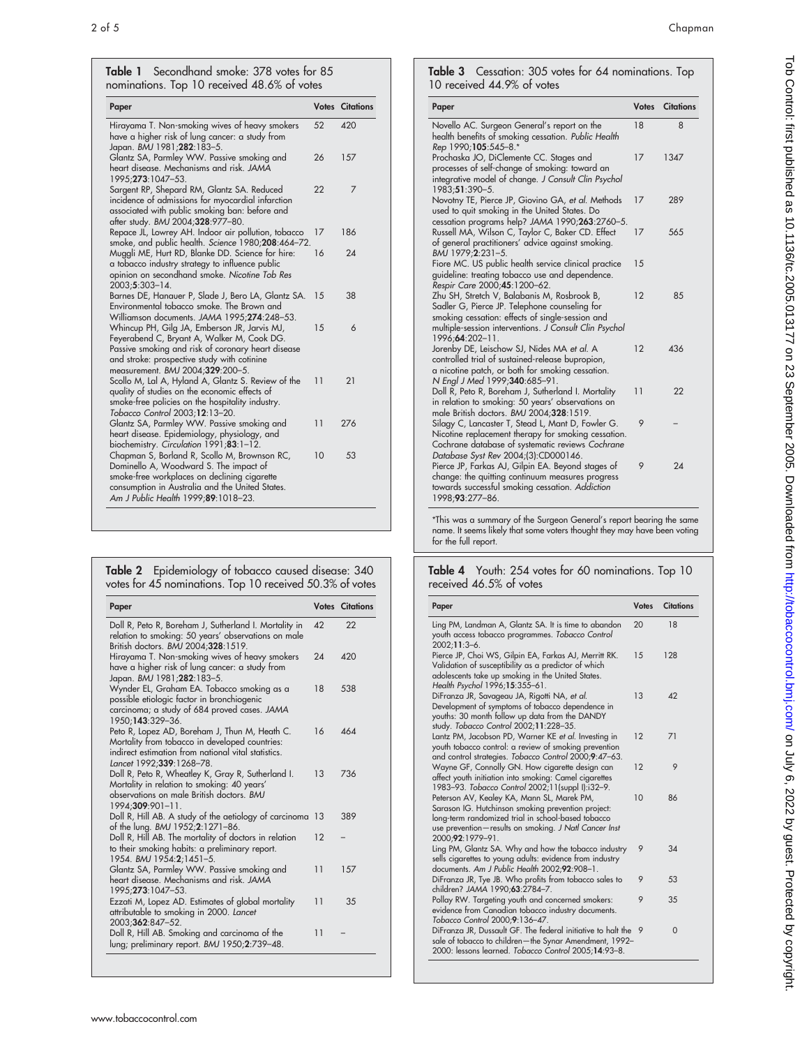**Table 1** Secondhand smoke: 378 votes for 85 nominations. Top 10 received 48.6% of votes

| Paper | Votes | Citations |
|---|---|---|
| Hirayama T. Non-smoking wives of heavy smokers have a higher risk of lung cancer: a study from Japan. *BMJ* 1981;**282**:183–5. | 52 | 420 |
| Glantz SA, Parmley WW. Passive smoking and heart disease. Mechanisms and risk. *JAMA* 1995;**273**:1047–53. | 26 | 157 |
| Sargent RP, Shepard RM, Glantz SA. Reduced incidence of admissions for myocardial infarction associated with public smoking ban: before and after study. *BMJ* 2004;**328**:977–80. | 22 | 7 |
| Repace JL, Lowrey AH. Indoor air pollution, tobacco smoke, and public health. *Science* 1980;**208**:464–72. | 17 | 186 |
| Muggli ME, Hurt RD, Blanke DD. Science for hire: a tobacco industry strategy to influence public opinion on secondhand smoke. *Nicotine Tob Res* 2003;**5**:303–14. | 16 | 24 |
| Barnes DE, Hanauer P, Slade J, Bero LA, Glantz SA. Environmental tobacco smoke. The Brown and Williamson documents. *JAMA* 1995;**274**:248–53. | 15 | 38 |
| Whincup PH, Gilg JA, Emberson JR, Jarvis MJ, Feyerabend C, Bryant A, Walker M, Cook DG. Passive smoking and risk of coronary heart disease and stroke: prospective study with cotinine measurement. *BMJ* 2004;**329**:200–5. | 15 | 6 |
| Scollo M, Lal A, Hyland A, Glantz S. Review of the quality of studies on the economic effects of smoke-free policies on the hospitality industry. *Tobacco Control* 2003;**12**:13–20. | 11 | 21 |
| Glantz SA, Parmley WW. Passive smoking and heart disease. Epidemiology, physiology, and biochemistry. *Circulation* 1991;**83**:1–12. | 11 | 276 |
| Chapman S, Borland R, Scollo M, Brownson RC, Dominello A, Woodward S. The impact of smoke-free workplaces on declining cigarette consumption in Australia and the United States. *Am J Public Health* 1999;**89**:1018–23. | 10 | 53 |

**Table 2** Epidemiology of tobacco caused disease: 340 votes for 45 nominations. Top 10 received 50.3% of votes

| Paper | Votes | Citations |
|---|---|---|
| Doll R, Peto R, Boreham J, Sutherland I. Mortality in relation to smoking: 50 years' observations on male British doctors. *BMJ* 2004;**328**:1519. | 42 | 22 |
| Hirayama T. Non-smoking wives of heavy smokers have a higher risk of lung cancer: a study from Japan. *BMJ* 1981;**282**:183–5. | 24 | 420 |
| Wynder EL, Graham EA. Tobacco smoking as a possible etiologic factor in bronchiogenic carcinoma; a study of 684 proved cases. *JAMA* 1950;**143**:329–36. | 18 | 538 |
| Peto R, Lopez AD, Boreham J, Thun M, Heath C. Mortality from tobacco in developed countries: indirect estimation from national vital statistics. *Lancet* 1992;**339**:1268–78. | 16 | 464 |
| Doll R, Peto R, Wheatley K, Gray R, Sutherland I. Mortality in relation to smoking: 40 years' observations on male British doctors. *BMJ* 1994;**309**:901–11. | 13 | 736 |
| Doll R, Hill AB. A study of the aetiology of carcinoma of the lung. *BMJ* 1952;**2**:1271–86. | 13 | 389 |
| Doll R, Hill AB. The mortality of doctors in relation to their smoking habits: a preliminary report. 1954. *BMJ* 1954;**2**;1451–5. | 12 | – |
| Glantz SA, Parmley WW. Passive smoking and heart disease. Mechanisms and risk. *JAMA* 1995;**273**:1047–53. | 11 | 157 |
| Ezzati M, Lopez AD. Estimates of global mortality attributable to smoking in 2000. *Lancet* 2003;**362**:847–52. | 11 | 35 |
| Doll R, Hill AB. Smoking and carcinoma of the lung; preliminary report. *BMJ* 1950;**2**:739–48. | 11 | – |

**Table 3** Cessation: 305 votes for 64 nominations. Top 10 received 44.9% of votes

| Paper | Votes | Citations |
|---|---|---|
| Novello AC. Surgeon General's report on the health benefits of smoking cessation. *Public Health Rep* 1990;**105**:545–8.* | 18 | 8 |
| Prochaska JO, DiClemente CC. Stages and processes of self-change of smoking: toward an integrative model of change. *J Consult Clin Psychol* 1983;**51**:390–5. | 17 | 1347 |
| Novotny TE, Pierce JP, Giovino GA, *et al*. Methods used to quit smoking in the United States. Do cessation programs help? *JAMA* 1990;**263**:2760–5. | 17 | 289 |
| Russell MA, Wilson C, Taylor C, Baker CD. Effect of general practitioners' advice against smoking. *BMJ* 1979;**2**:231–5. | 17 | 565 |
| Fiore MC. US public health service clinical practice guideline: treating tobacco use and dependence. *Respir Care* 2000;**45**:1200–62. | 15 | |
| Zhu SH, Stretch V, Balabanis M, Rosbrook B, Sadler G, Pierce JP. Telephone counseling for smoking cessation: effects of single-session and multiple-session interventions. *J Consult Clin Psychol* 1996;**64**:202–11. | 12 | 85 |
| Jorenby DE, Leischow SJ, Nides MA *et al*. A controlled trial of sustained-release bupropion, a nicotine patch, or both for smoking cessation. *N Engl J Med* 1999;**340**:685–91. | 12 | 436 |
| Doll R, Peto R, Boreham J, Sutherland I. Mortality in relation to smoking: 50 years' observations on male British doctors. *BMJ* 2004;**328**:1519. | 11 | 22 |
| Silagy C, Lancaster T, Stead L, Mant D, Fowler G. Nicotine replacement therapy for smoking cessation. Cochrane database of systematic reviews *Cochrane Database Syst Rev* 2004;(3):CD000146. | 9 | – |
| Pierce JP, Farkas AJ, Gilpin EA. Beyond stages of change: the quitting continuum measures progress towards successful smoking cessation. *Addiction* 1998;**93**:277–86. | 9 | 24 |

*This was a summary of the Surgeon General's report bearing the same name. It seems likely that some voters thought they may have been voting for the full report.

**Table 4** Youth: 254 votes for 60 nominations. Top 10 received 46.5% of votes

| Paper | Votes | Citations |
|---|---|---|
| Ling PM, Landman A, Glantz SA. It is time to abandon youth access tobacco programmes. *Tobacco Control* 2002;**11**:3–6. | 20 | 18 |
| Pierce JP, Choi WS, Gilpin EA, Farkas AJ, Merritt RK. Validation of susceptibility as a predictor of which adolescents take up smoking in the United States. *Health Psychol* 1996;**15**:355–61. | 15 | 128 |
| DiFranza JR, Savageau JA, Rigotti NA, *et al*. Development of symptoms of tobacco dependence in youths: 30 month follow up data from the DANDY study. *Tobacco Control* 2002;**11**:228–35. | 13 | 42 |
| Lantz PM, Jacobson PD, Warner KE *et al*. Investing in youth tobacco control: a review of smoking prevention and control strategies. *Tobacco Control* 2000;**9**:47–63. | 12 | 71 |
| Wayne GF, Connolly GN. How cigarette design can affect youth initiation into smoking: Camel cigarettes 1983–93. *Tobacco Control* 2002;11(suppl I):i32–9. | 12 | 9 |
| Peterson AV, Kealey KA, Mann SL, Marek PM, Sarason IG. Hutchinson smoking prevention project: long-term randomized trial in school-based tobacco use prevention—results on smoking. *J Natl Cancer Inst* 2000;**92**:1979–91. | 10 | 86 |
| Ling PM, Glantz SA. Why and how the tobacco industry sells cigarettes to young adults: evidence from industry documents. *Am J Public Health* 2002;**92**:908–1. | 9 | 34 |
| DiFranza JR, Tye JB. Who profits from tobacco sales to children? *JAMA* 1990;**63**:2784–7. | 9 | 53 |
| Pollay RW. Targeting youth and concerned smokers: evidence from Canadian tobacco industry documents. *Tobacco Control* 2000;**9**:136–47. | 9 | 35 |
| DiFranza JR, Dussault GF. The federal initiative to halt the sale of tobacco to children—the Synar Amendment, 1992–2000: lessons learned. *Tobacco Control* 2005;**14**:93–8. | 9 | 0 |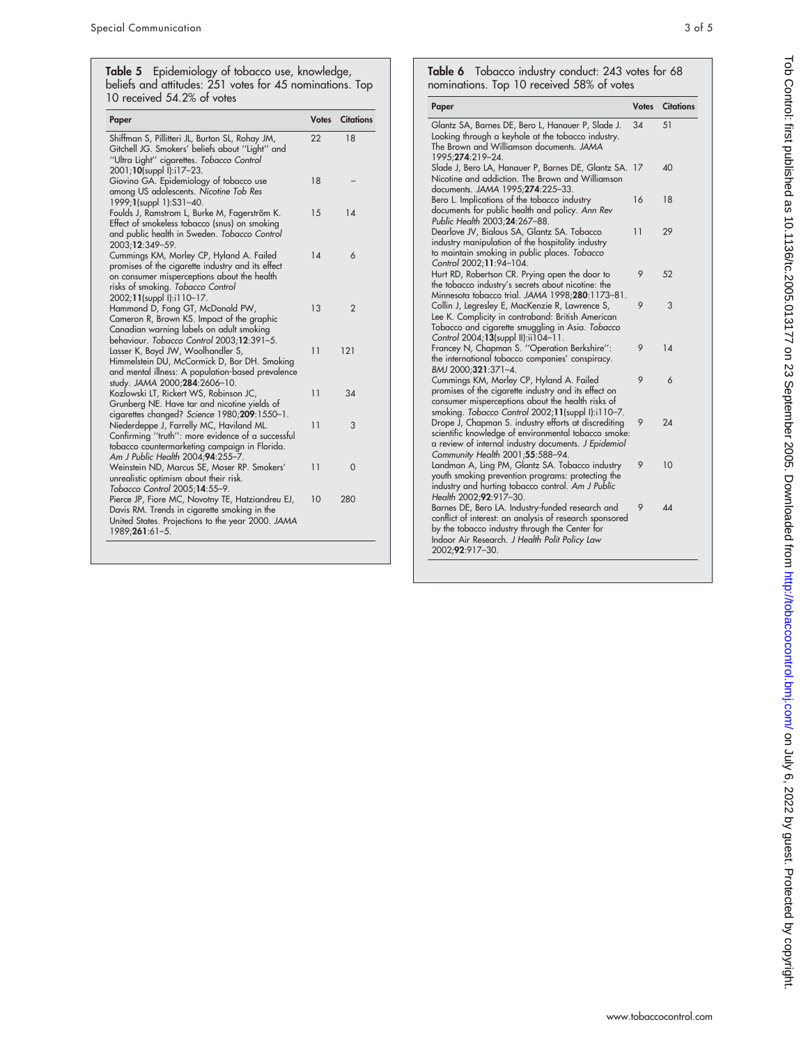**Table 5** Epidemiology of tobacco use, knowledge, beliefs and attitudes: 251 votes for 45 nominations. Top 10 received 54.2% of votes

| Paper | Votes | Citations |
|---|---|---|
| Shiffman S, Pillitteri JL, Burton SL, Rohay JM, Gitchell JG. Smokers' beliefs about "Light" and "Ultra Light" cigarettes. *Tobacco Control* 2001;**10**(suppl I):i17–23. | 22 | 18 |
| Giovino GA. Epidemiology of tobacco use among US adolescents. *Nicotine Tob Res* 1999;**1**(suppl 1):S31–40. | 18 | – |
| Foulds J, Ramstrom L, Burke M, Fagerström K. Effect of smokeless tobacco (snus) on smoking and public health in Sweden. *Tobacco Control* 2003;**12**:349–59. | 15 | 14 |
| Cummings KM, Morley CP, Hyland A. Failed promises of the cigarette industry and its effect on consumer misperceptions about the health risks of smoking. *Tobacco Control* 2002;**11**(suppl I):i110–17. | 14 | 6 |
| Hammond D, Fong GT, McDonald PW, Cameron R, Brown KS. Impact of the graphic Canadian warning labels on adult smoking behaviour. *Tobacco Control* 2003;**12**:391–5. | 13 | 2 |
| Lasser K, Boyd JW, Woolhandler S, Himmelstein DU, McCormick D, Bor DH. Smoking and mental illness: A population-based prevalence study. *JAMA* 2000;**284**:2606–10. | 11 | 121 |
| Kozlowski LT, Rickert WS, Robinson JC, Grunberg NE. Have tar and nicotine yields of cigarettes changed? *Science* 1980;**209**:1550–1. | 11 | 34 |
| Niederdeppe J, Farrelly MC, Haviland ML. Confirming "truth": more evidence of a successful tobacco countermarketing campaign in Florida. *Am J Public Health* 2004;**94**:255–7. | 11 | 3 |
| Weinstein ND, Marcus SE, Moser RP. Smokers' unrealistic optimism about their risk. *Tobacco Control* 2005;**14**:55–9. | 11 | 0 |
| Pierce JP, Fiore MC, Novotny TE, Hatziandreu EJ, Davis RM. Trends in cigarette smoking in the United States. Projections to the year 2000. *JAMA* 1989;**261**:61–5. | 10 | 280 |

**Table 6** Tobacco industry conduct: 243 votes for 68 nominations. Top 10 received 58% of votes

| Paper | Votes | Citations |
|---|---|---|
| Glantz SA, Barnes DE, Bero L, Hanauer P, Slade J. Looking through a keyhole at the tobacco industry. The Brown and Williamson documents. *JAMA* 1995;**274**:219–24. | 34 | 51 |
| Slade J, Bero LA, Hanauer P, Barnes DE, Glantz SA. Nicotine and addiction. The Brown and Williamson documents. *JAMA* 1995;**274**:225–33. | 17 | 40 |
| Bero L. Implications of the tobacco industry documents for public health and policy. *Ann Rev Public Health* 2003;**24**:267–88. | 16 | 18 |
| Dearlove JV, Bialous SA, Glantz SA. Tobacco industry manipulation of the hospitality industry to maintain smoking in public places. *Tobacco Control* 2002;**11**:94–104. | 11 | 29 |
| Hurt RD, Robertson CR. Prying open the door to the tobacco industry's secrets about nicotine: the Minnesota tobacco trial. *JAMA* 1998;**280**:1173–81. | 9 | 52 |
| Collin J, Legresley E, MacKenzie R, Lawrence S, Lee K. Complicity in contraband: British American Tobacco and cigarette smuggling in Asia. *Tobacco Control* 2004;**13**(suppl II):ii104–11. | 9 | 3 |
| Francey N, Chapman S. "Operation Berkshire": the international tobacco companies' conspiracy. *BMJ* 2000;**321**:371–4. | 9 | 14 |
| Cummings KM, Morley CP, Hyland A. Failed promises of the cigarette industry and its effect on consumer misperceptions about the health risks of smoking. *Tobacco Control* 2002;**11**(suppl I):i110–7. | 9 | 6 |
| Drope J, Chapman S. industry efforts at discrediting scientific knowledge of environmental tobacco smoke: a review of internal industry documents. *J Epidemiol Community Health* 2001;**55**:588–94. | 9 | 24 |
| Landman A, Ling PM, Glantz SA. Tobacco industry youth smoking prevention programs: protecting the industry and hurting tobacco control. *Am J Public Health* 2002;**92**:917–30. | 9 | 10 |
| Barnes DE, Bero LA. Industry-funded research and conflict of interest: an analysis of research sponsored by the tobacco industry through the Center for Indoor Air Research. *J Health Polit Policy Law* 2002;**92**:917–30. | 9 | 44 |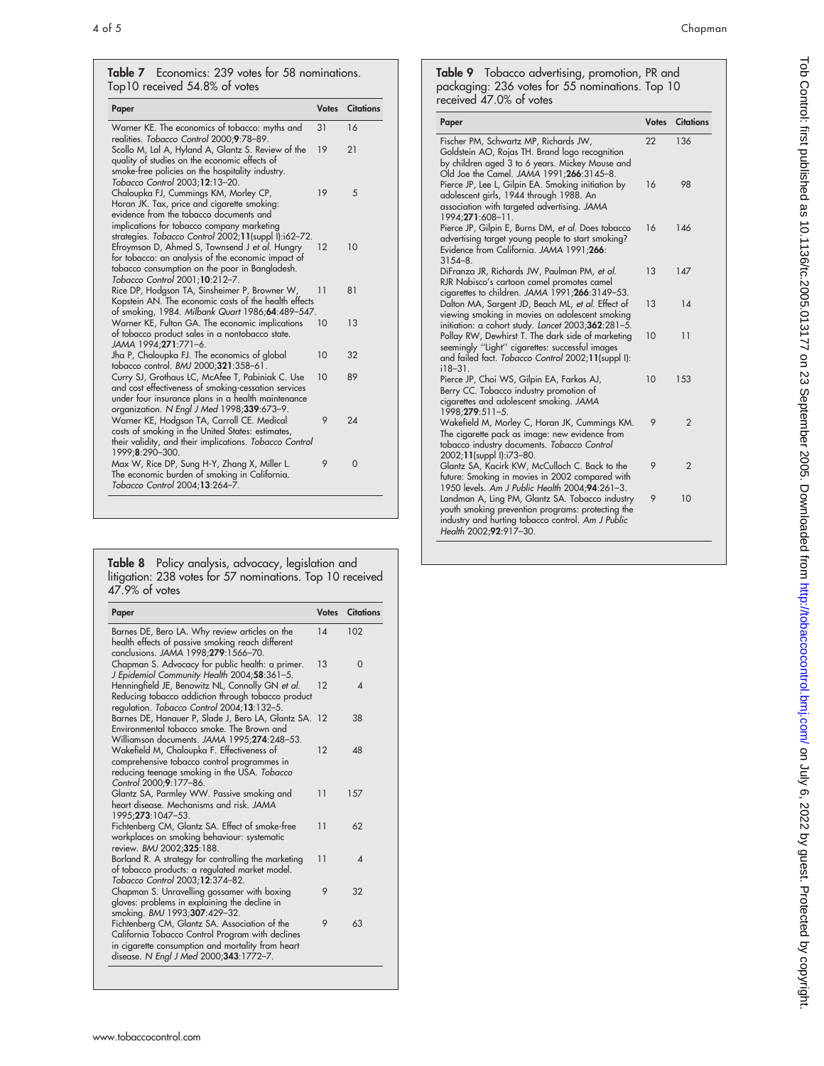**Table 7** Economics: 239 votes for 58 nominations. Top10 received 54.8% of votes

| Paper | Votes | Citations |
|---|---|---|
| Warner KE. The economics of tobacco: myths and realities. *Tobacco Control* 2000;**9**:78–89. | 31 | 16 |
| Scollo M, Lal A, Hyland A, Glantz S. Review of the quality of studies on the economic effects of smoke-free policies on the hospitality industry. *Tobacco Control* 2003;**12**:13–20. | 19 | 21 |
| Chaloupka FJ, Cummings KM, Morley CP, Horan JK. Tax, price and cigarette smoking: evidence from the tobacco documents and implications for tobacco company marketing strategies. *Tobacco Control* 2002;**11**(suppl I):i62–72. | 19 | 5 |
| Efroymson D, Ahmed S, Townsend J *et al.* Hungry for tobacco: an analysis of the economic impact of tobacco consumption on the poor in Bangladesh. *Tobacco Control* 2001;**10**:212–7. | 12 | 10 |
| Rice DP, Hodgson TA, Sinsheimer P, Browner W, Kopstein AN. The economic costs of the health effects of smoking, 1984. *Milbank Quart* 1986;**64**:489–547. | 11 | 81 |
| Warner KE, Fulton GA. The economic implications of tobacco product sales in a nontobacco state. *JAMA* 1994;**271**:771–6. | 10 | 13 |
| Jha P, Chaloupka FJ. The economics of global tobacco control. *BMJ* 2000;**321**:358–61. | 10 | 32 |
| Curry SJ, Grothaus LC, McAfee T, Pabiniak C. Use and cost effectiveness of smoking-cessation services under four insurance plans in a health maintenance organization. *N Engl J Med* 1998;**339**:673–9. | 10 | 89 |
| Warner KE, Hodgson TA, Carroll CE. Medical costs of smoking in the United States: estimates, their validity, and their implications. *Tobacco Control* 1999;**8**:290–300. | 9 | 24 |
| Max W, Rice DP, Sung H-Y, Zhang X, Miller L. The economic burden of smoking in California. *Tobacco Control* 2004;**13**:264–7. | 9 | 0 |

**Table 8** Policy analysis, advocacy, legislation and litigation: 238 votes for 57 nominations. Top 10 received 47.9% of votes

| Paper | Votes | Citations |
|---|---|---|
| Barnes DE, Bero LA. Why review articles on the health effects of passive smoking reach different conclusions. *JAMA* 1998;**279**:1566–70. | 14 | 102 |
| Chapman S. Advocacy for public health: a primer. *J Epidemiol Community Health* 2004;**58**:361–5. | 13 | 0 |
| Henningfield JE, Benowitz NL, Connolly GN *et al.* Reducing tobacco addiction through tobacco product regulation. *Tobacco Control* 2004;**13**:132–5. | 12 | 4 |
| Barnes DE, Hanauer P, Slade J, Bero LA, Glantz SA. Environmental tobacco smoke. The Brown and Williamson documents. *JAMA* 1995;**274**:248–53. | 12 | 38 |
| Wakefield M, Chaloupka F. Effectiveness of comprehensive tobacco control programmes in reducing teenage smoking in the USA. *Tobacco Control* 2000;**9**:177–86. | 12 | 48 |
| Glantz SA, Parmley WW. Passive smoking and heart disease. Mechanisms and risk. *JAMA* 1995;**273**:1047–53. | 11 | 157 |
| Fichtenberg CM, Glantz SA. Effect of smoke-free workplaces on smoking behaviour: systematic review. *BMJ* 2002;**325**:188. | 11 | 62 |
| Borland R. A strategy for controlling the marketing of tobacco products: a regulated market model. *Tobacco Control* 2003;**12**:374–82. | 11 | 4 |
| Chapman S. Unravelling gossamer with boxing gloves: problems in explaining the decline in smoking. *BMJ* 1993;**307**:429–32. | 9 | 32 |
| Fichtenberg CM, Glantz SA. Association of the California Tobacco Control Program with declines in cigarette consumption and mortality from heart disease. *N Engl J Med* 2000;**343**:1772–7. | 9 | 63 |

**Table 9** Tobacco advertising, promotion, PR and packaging: 236 votes for 55 nominations. Top 10 received 47.0% of votes

| Paper | Votes | Citations |
|---|---|---|
| Fischer PM, Schwartz MP, Richards JW, Goldstein AO, Rojas TH. Brand logo recognition by children aged 3 to 6 years. Mickey Mouse and Old Joe the Camel. *JAMA* 1991;**266**:3145–8. | 22 | 136 |
| Pierce JP, Lee L, Gilpin EA. Smoking initiation by adolescent girls, 1944 through 1988. An association with targeted advertising. *JAMA* 1994;**271**:608–11. | 16 | 98 |
| Pierce JP, Gilpin E, Burns DM, *et al.* Does tobacco advertising target young people to start smoking? Evidence from California. *JAMA* 1991;**266**: 3154–8. | 16 | 146 |
| DiFranza JR, Richards JW, Paulman PM, *et al.* RJR Nabisco's cartoon camel promotes camel cigarettes to children. *JAMA* 1991;**266**:3149–53. | 13 | 147 |
| Dalton MA, Sargent JD, Beach ML, *et al.* Effect of viewing smoking in movies on adolescent smoking initiation: a cohort study. *Lancet* 2003;**362**:281–5. | 13 | 14 |
| Pollay RW, Dewhirst T. The dark side of marketing seemingly "Light" cigarettes: successful images and failed fact. *Tobacco Control* 2002;**11**(suppl I): i18–31. | 10 | 11 |
| Pierce JP, Choi WS, Gilpin EA, Farkas AJ, Berry CC. Tobacco industry promotion of cigarettes and adolescent smoking. *JAMA* 1998;**279**:511–5. | 10 | 153 |
| Wakefield M, Morley C, Horan JK, Cummings KM. The cigarette pack as image: new evidence from tobacco industry documents. *Tobacco Control* 2002;**11**(suppl I):i73–80. | 9 | 2 |
| Glantz SA, Kacirk KW, McCulloch C. Back to the future: Smoking in movies in 2002 compared with 1950 levels. *Am J Public Health* 2004;**94**:261–3. | 9 | 2 |
| Landman A, Ling PM, Glantz SA. Tobacco industry youth smoking prevention programs: protecting the industry and hurting tobacco control. *Am J Public Health* 2002;**92**:917–30. | 9 | 10 |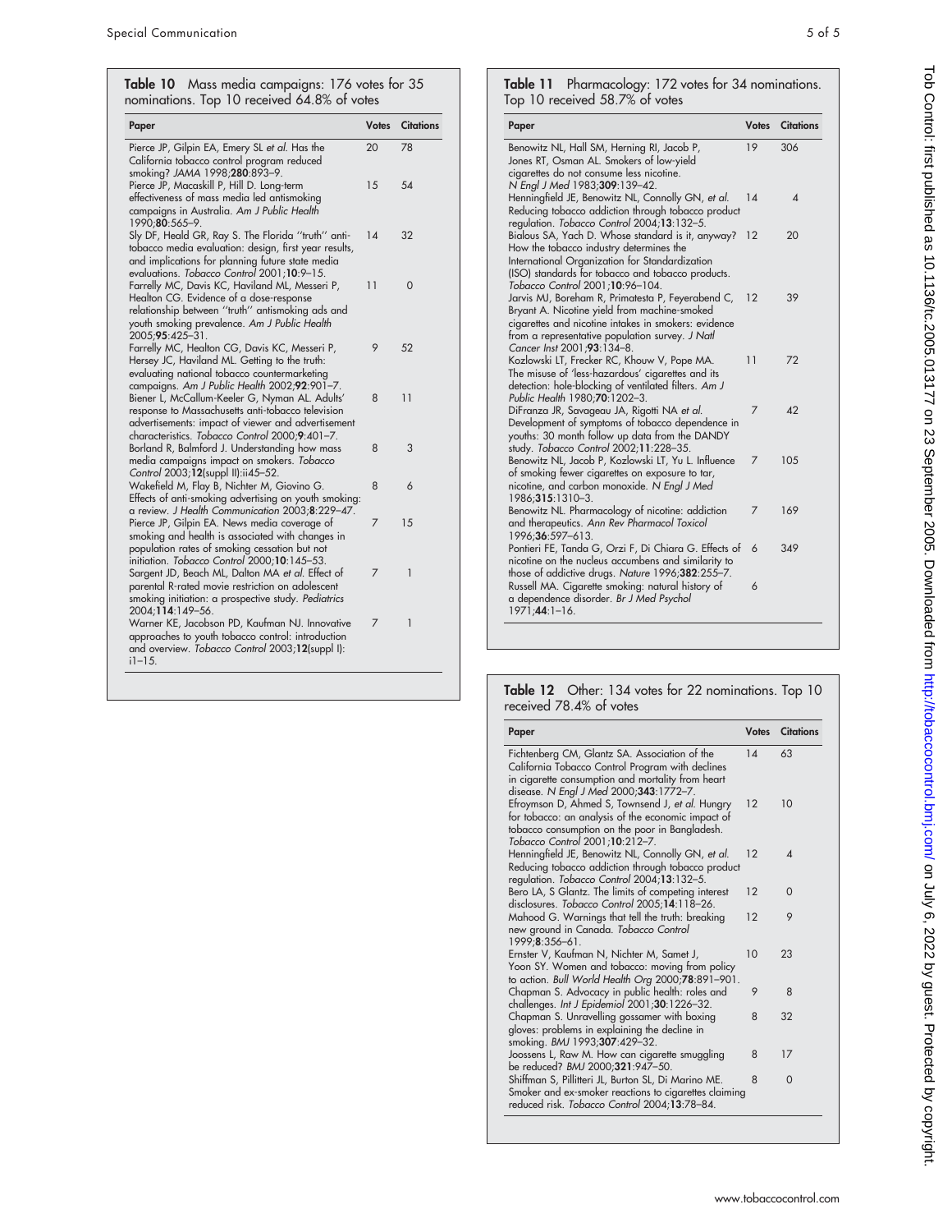**Table 10** Mass media campaigns: 176 votes for 35 nominations. Top 10 received 64.8% of votes

| Paper | Votes | Citations |
|---|---|---|
| Pierce JP, Gilpin EA, Emery SL *et al.* Has the California tobacco control program reduced smoking? *JAMA* 1998;**280**:893–9. | 20 | 78 |
| Pierce JP, Macaskill P, Hill D. Long-term effectiveness of mass media led antismoking campaigns in Australia. *Am J Public Health* 1990;**80**:565–9. | 15 | 54 |
| Sly DF, Heald GR, Ray S. The Florida "truth" anti-tobacco media evaluation: design, first year results, and implications for planning future state media evaluations. *Tobacco Control* 2001;**10**:9–15. | 14 | 32 |
| Farrelly MC, Davis KC, Haviland ML, Messeri P, Healton CG. Evidence of a dose-response relationship between "truth" antismoking ads and youth smoking prevalence. *Am J Public Health* 2005;**95**:425–31. | 11 | 0 |
| Farrelly MC, Healton CG, Davis KC, Messeri P, Hersey JC, Haviland ML. Getting to the truth: evaluating national tobacco countermarketing campaigns. *Am J Public Health* 2002;**92**:901–7. | 9 | 52 |
| Biener L, McCallum-Keeler G, Nyman AL. Adults' response to Massachusetts anti-tobacco television advertisements: impact of viewer and advertisement characteristics. *Tobacco Control* 2000;**9**:401–7. | 8 | 11 |
| Borland R, Balmford J. Understanding how mass media campaigns impact on smokers. *Tobacco Control* 2003;**12**(suppl II):ii45–52. | 8 | 3 |
| Wakefield M, Flay B, Nichter M, Giovino G. Effects of anti-smoking advertising on youth smoking: a review. *J Health Communication* 2003;**8**:229–47. | 8 | 6 |
| Pierce JP, Gilpin EA. News media coverage of smoking and health is associated with changes in population rates of smoking cessation but not initiation. *Tobacco Control* 2000;**10**:145–53. | 7 | 15 |
| Sargent JD, Beach ML, Dalton MA *et al.* Effect of parental R-rated movie restriction on adolescent smoking initiation: a prospective study. *Pediatrics* 2004;**114**:149–56. | 7 | 1 |
| Warner KE, Jacobson PD, Kaufman NJ. Innovative approaches to youth tobacco control: introduction and overview. *Tobacco Control* 2003;**12**(suppl I): i1–15. | 7 | 1 |

**Table 11** Pharmacology: 172 votes for 34 nominations. Top 10 received 58.7% of votes

| Paper | Votes | Citations |
|---|---|---|
| Benowitz NL, Hall SM, Herning RI, Jacob P, Jones RT, Osman AL. Smokers of low-yield cigarettes do not consume less nicotine. *N Engl J Med* 1983;**309**:139–42. | 19 | 306 |
| Henningfield JE, Benowitz NL, Connolly GN, *et al.* Reducing tobacco addiction through tobacco product regulation. *Tobacco Control* 2004;**13**:132–5. | 14 | 4 |
| Bialous SA, Yach D. Whose standard is it, anyway? How the tobacco industry determines the International Organization for Standardization (ISO) standards for tobacco and tobacco products. *Tobacco Control* 2001;**10**:96–104. | 12 | 20 |
| Jarvis MJ, Boreham R, Primatesta P, Feyerabend C, Bryant A. Nicotine yield from machine-smoked cigarettes and nicotine intakes in smokers: evidence from a representative population survey. *J Natl Cancer Inst* 2001;**93**:134–8. | 12 | 39 |
| Kozlowski LT, Frecker RC, Khouw V, Pope MA. The misuse of 'less-hazardous' cigarettes and its detection: hole-blocking of ventilated filters. *Am J Public Health* 1980;**70**:1202–3. | 11 | 72 |
| DiFranza JR, Savageau JA, Rigotti NA *et al.* Development of symptoms of tobacco dependence in youths: 30 month follow up data from the DANDY study. *Tobacco Control* 2002;**11**:228–35. | 7 | 42 |
| Benowitz NL, Jacob P, Kozlowski LT, Yu L. Influence of smoking fewer cigarettes on exposure to tar, nicotine, and carbon monoxide. *N Engl J Med* 1986;**315**:1310–3. | 7 | 105 |
| Benowitz NL. Pharmacology of nicotine: addiction and therapeutics. *Ann Rev Pharmacol Toxicol* 1996;**36**:597–613. | 7 | 169 |
| Pontieri FE, Tanda G, Orzi F, Di Chiara G. Effects of nicotine on the nucleus accumbens and similarity to those of addictive drugs. *Nature* 1996;**382**:255–7. | 6 | 349 |
| Russell MA. Cigarette smoking: natural history of a dependence disorder. *Br J Med Psychol* 1971;**44**:1–16. | 6 | |

**Table 12** Other: 134 votes for 22 nominations. Top 10 received 78.4% of votes

| Paper | Votes | Citations |
|---|---|---|
| Fichtenberg CM, Glantz SA. Association of the California Tobacco Control Program with declines in cigarette consumption and mortality from heart disease. *N Engl J Med* 2000;**343**:1772–7. | 14 | 63 |
| Efroymson D, Ahmed S, Townsend J, *et al.* Hungry for tobacco: an analysis of the economic impact of tobacco consumption on the poor in Bangladesh. *Tobacco Control* 2001;**10**:212–7. | 12 | 10 |
| Henningfield JE, Benowitz NL, Connolly GN, *et al.* Reducing tobacco addiction through tobacco product regulation. *Tobacco Control* 2004;**13**:132–5. | 12 | 4 |
| Bero LA, S Glantz. The limits of competing interest disclosures. *Tobacco Control* 2005;**14**:118–26. | 12 | 0 |
| Mahood G. Warnings that tell the truth: breaking new ground in Canada. *Tobacco Control* 1999;**8**:356–61. | 12 | 9 |
| Ernster V, Kaufman N, Nichter M, Samet J, Yoon SY. Women and tobacco: moving from policy to action. *Bull World Health Org* 2000;**78**:891–901. | 10 | 23 |
| Chapman S. Advocacy in public health: roles and challenges. *Int J Epidemiol* 2001;**30**:1226–32. | 9 | 8 |
| Chapman S. Unravelling gossamer with boxing gloves: problems in explaining the decline in smoking. *BMJ* 1993;**307**:429–32. | 8 | 32 |
| Joossens L, Raw M. How can cigarette smuggling be reduced? *BMJ* 2000;**321**:947–50. | 8 | 17 |
| Shiffman S, Pillitteri JL, Burton SL, Di Marino ME. Smoker and ex-smoker reactions to cigarettes claiming reduced risk. *Tobacco Control* 2004;**13**:78–84. | 8 | 0 |